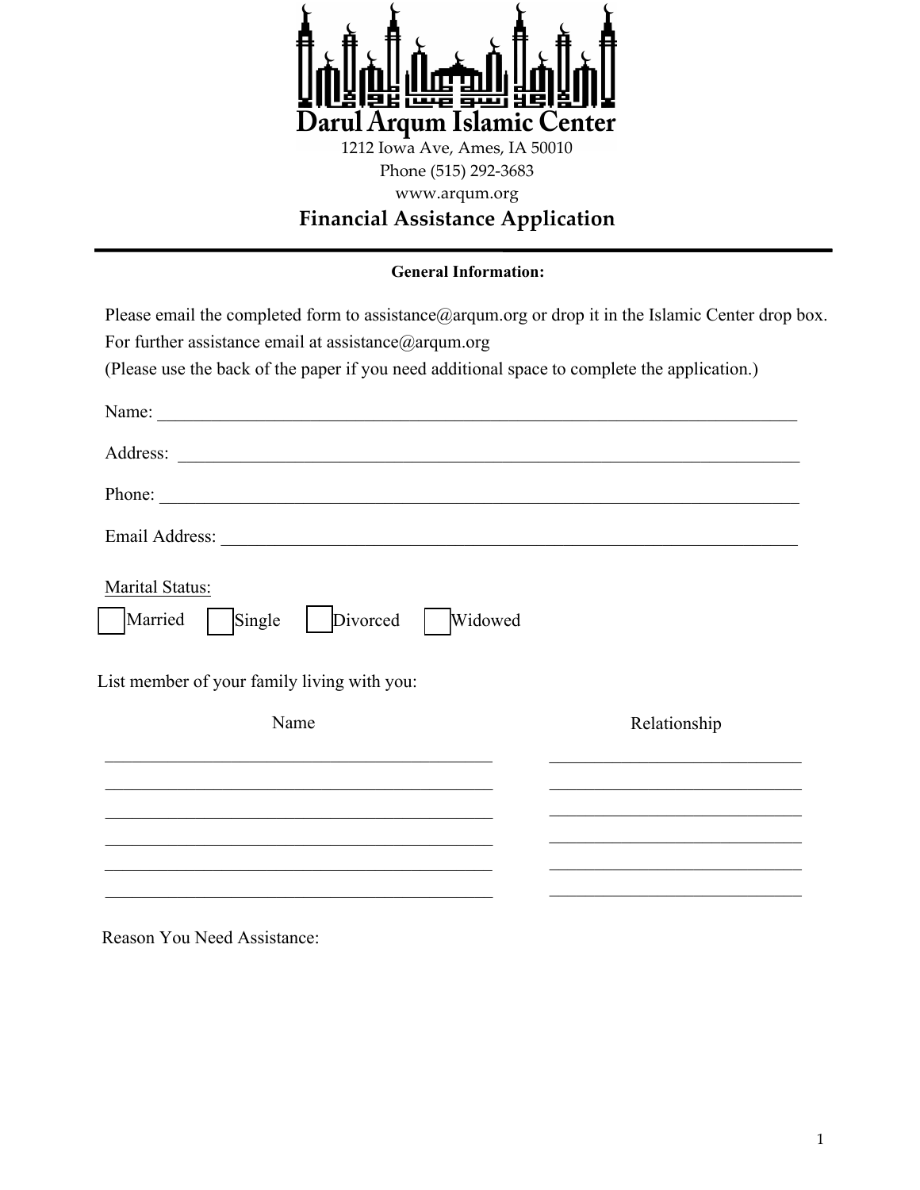# Darul Arqum Islamic Center

1212 Iowa Ave, Ames, IA 50010
Phone (515) 292-3683
www.arqum.org

## Financial Assistance Application

---

**General Information:**

Please email the completed form to assistance@arqum.org or drop it in the Islamic Center drop box.
For further assistance email at assistance@arqum.org
(Please use the back of the paper if you need additional space to complete the application.)

Name: ______________________________________________________________________

Address: ____________________________________________________________________

Phone: ______________________________________________________________________

Email Address: _______________________________________________________________

Marital Status:

☐ Married ☐ Single ☐ Divorced ☐ Widowed

List member of your family living with you:

| Name | Relationship |
| --- | --- |
| | |
| | |
| | |
| | |
| | |
| | |

Reason You Need Assistance: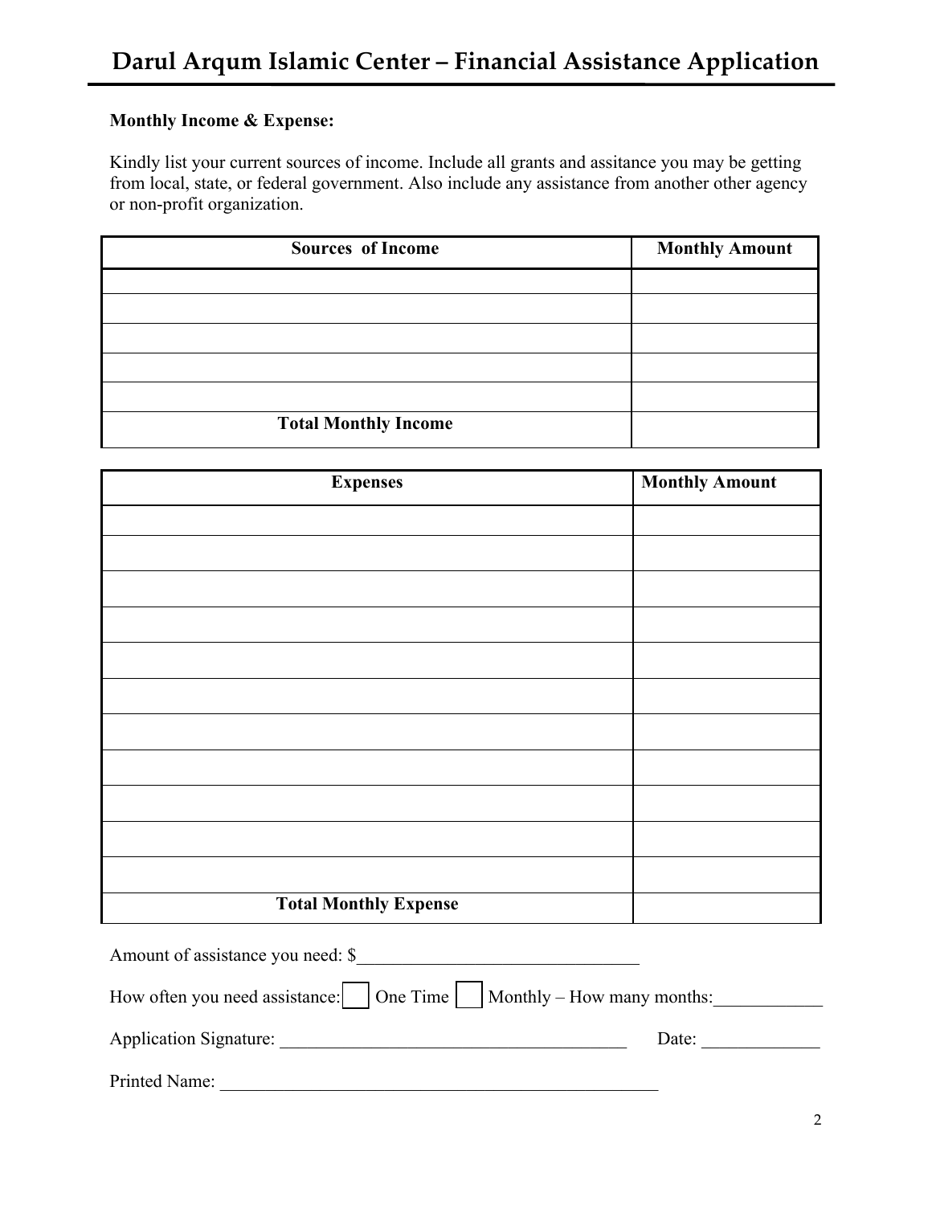# Darul Arqum Islamic Center – Financial Assistance Application

**Monthly Income & Expense:**

Kindly list your current sources of income. Include all grants and assitance you may be getting from local, state, or federal government. Also include any assistance from another other agency or non-profit organization.

| Sources of Income | Monthly Amount |
|---|---|
| | |
| | |
| | |
| | |
| | |
| **Total Monthly Income** | |

| Expenses | Monthly Amount |
|---|---|
| | |
| | |
| | |
| | |
| | |
| | |
| | |
| | |
| | |
| | |
| | |
| **Total Monthly Expense** | |

Amount of assistance you need: $_______________________________

How often you need assistance: ☐ One Time ☐ Monthly – How many months:____________

Application Signature: ______________________________________ Date: _____________

Printed Name: _________________________________________________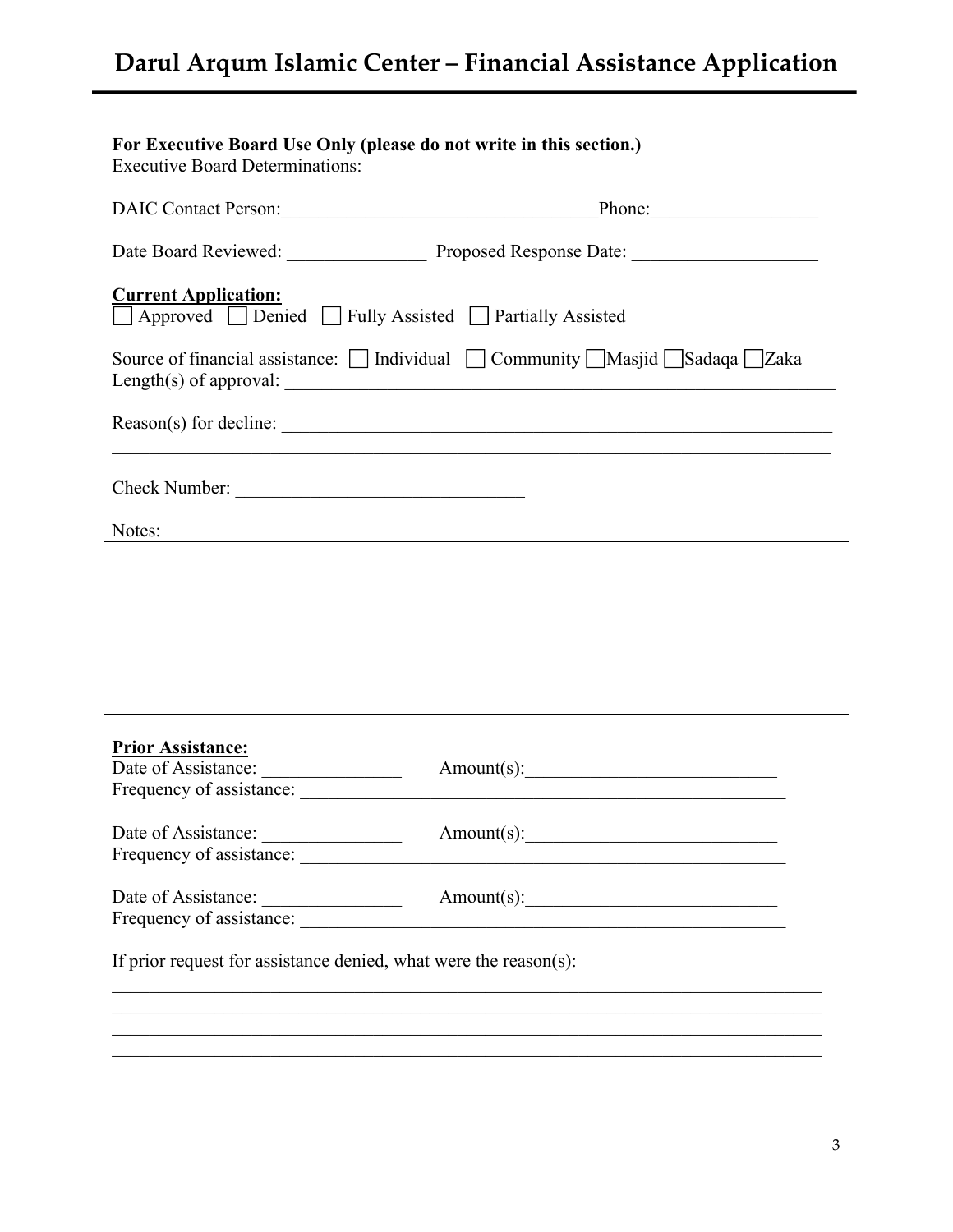# Darul Arqum Islamic Center – Financial Assistance Application

**For Executive Board Use Only (please do not write in this section.)**
Executive Board Determinations:

DAIC Contact Person:_________________________________Phone:_________________

Date Board Reviewed: _______________ Proposed Response Date: ___________________

**<u>Current Application:</u>**
☐ Approved ☐ Denied ☐ Fully Assisted ☐ Partially Assisted

Source of financial assistance: ☐ Individual ☐ Community ☐Masjid ☐Sadaqa ☐Zaka
Length(s) of approval: ____________________________________________________________

Reason(s) for decline: ____________________________________________________________
_______________________________________________________________________________

Check Number: ______________________________

Notes:

| |
|---|
| |

**<u>Prior Assistance:</u>**
Date of Assistance: _______________ Amount(s):___________________________
Frequency of assistance: ______________________________________________________

Date of Assistance: _______________ Amount(s):___________________________
Frequency of assistance: ______________________________________________________

Date of Assistance: _______________ Amount(s):___________________________
Frequency of assistance: ______________________________________________________

If prior request for assistance denied, what were the reason(s):

_______________________________________________________________________________
_______________________________________________________________________________
_______________________________________________________________________________
_______________________________________________________________________________